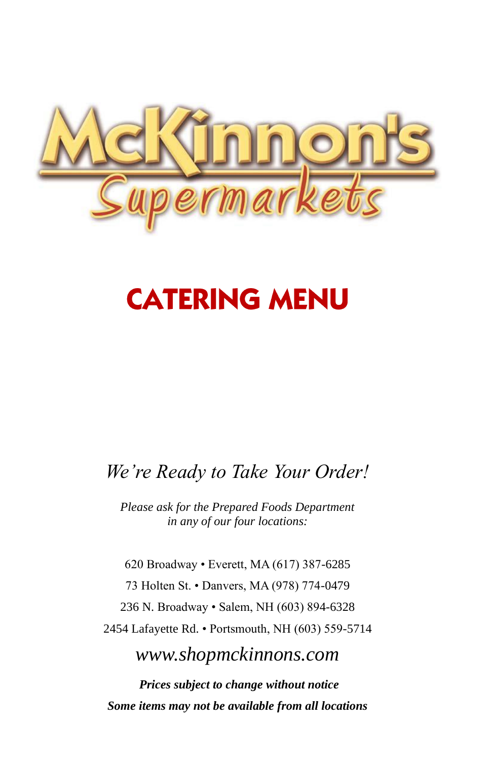# McKinnon's Supermarkets

## CATERING MENU

*We're Ready to Take Your Order!*

*Please ask for the Prepared Foods Department in any of our four locations:*

620 Broadway • Everett, MA (617) 387-6285

73 Holten St. • Danvers, MA (978) 774-0479

236 N. Broadway • Salem, NH (603) 894-6328

2454 Lafayette Rd. • Portsmouth, NH (603) 559-5714

*www.shopmckinnons.com*

***Prices subject to change without notice***

***Some items may not be available from all locations***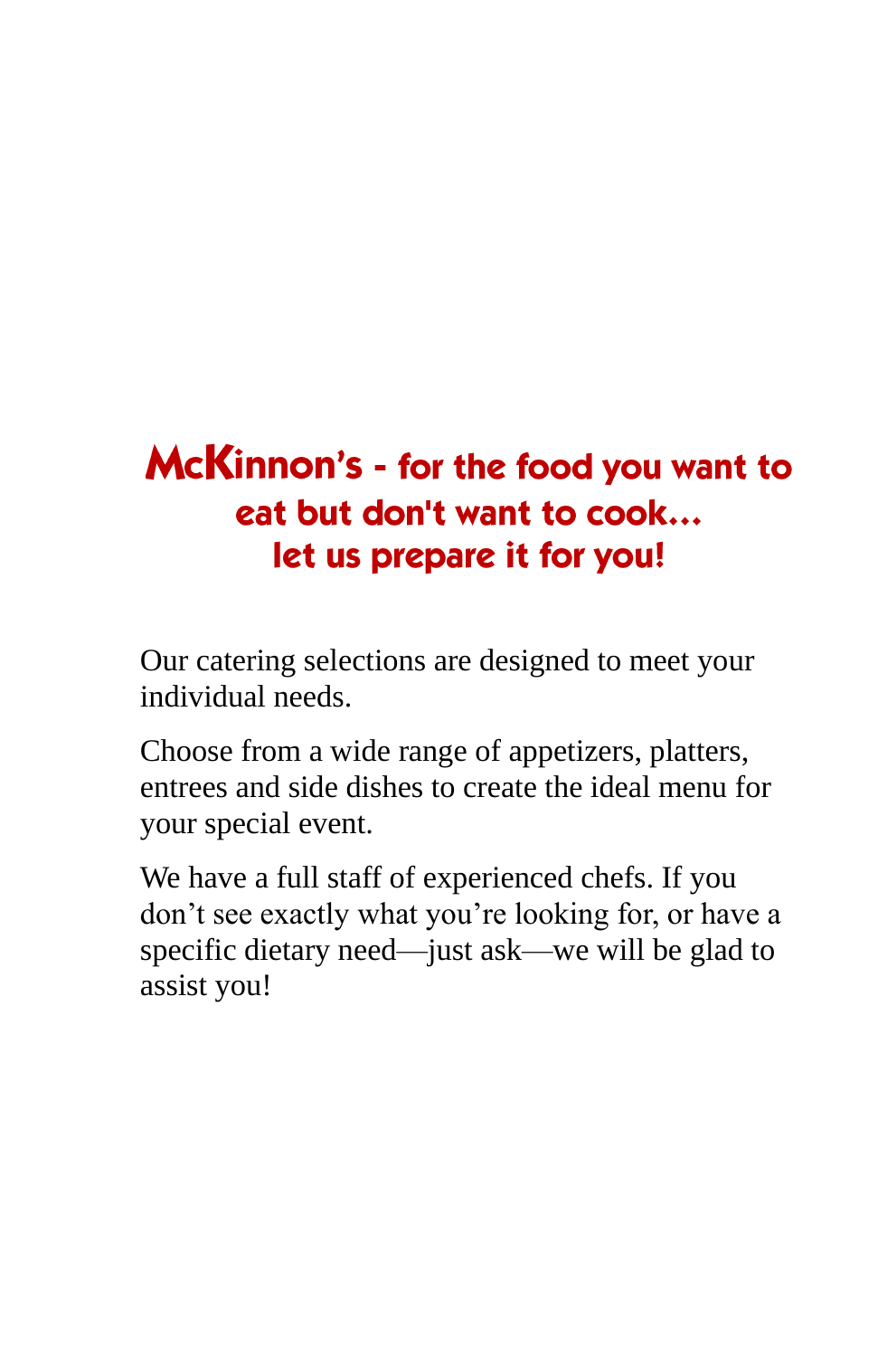## McKinnon's - for the food you want to eat but don't want to cook... let us prepare it for you!

Our catering selections are designed to meet your individual needs.

Choose from a wide range of appetizers, platters, entrees and side dishes to create the ideal menu for your special event.

We have a full staff of experienced chefs. If you don't see exactly what you're looking for, or have a specific dietary need—just ask—we will be glad to assist you!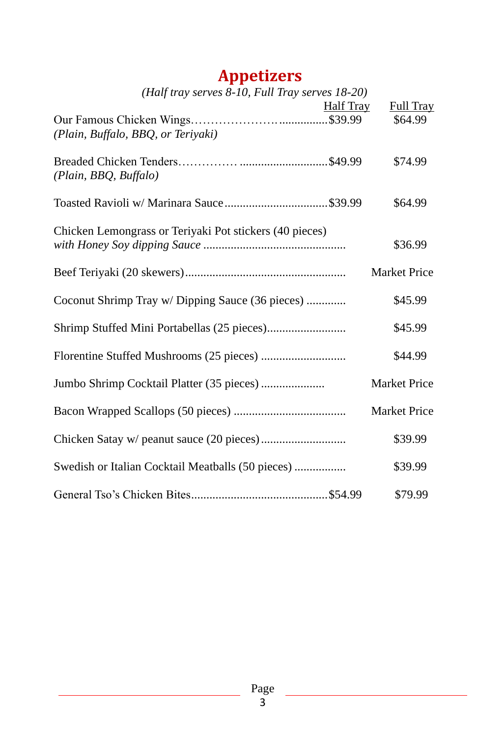# Appetizers

*(Half tray serves 8-10, Full Tray serves 18-20)*

| Item | Half Tray | Full Tray |
|---|---|---|
| Our Famous Chicken Wings *(Plain, Buffalo, BBQ, or Teriyaki)* | $39.99 | $64.99 |
| Breaded Chicken Tenders *(Plain, BBQ, Buffalo)* | $49.99 | $74.99 |
| Toasted Ravioli w/ Marinara Sauce | $39.99 | $64.99 |
| Chicken Lemongrass or Teriyaki Pot stickers (40 pieces) *with Honey Soy dipping Sauce* | | $36.99 |
| Beef Teriyaki (20 skewers) | | Market Price |
| Coconut Shrimp Tray w/ Dipping Sauce (36 pieces) | | $45.99 |
| Shrimp Stuffed Mini Portabellas (25 pieces) | | $45.99 |
| Florentine Stuffed Mushrooms (25 pieces) | | $44.99 |
| Jumbo Shrimp Cocktail Platter (35 pieces) | | Market Price |
| Bacon Wrapped Scallops (50 pieces) | | Market Price |
| Chicken Satay w/ peanut sauce (20 pieces) | | $39.99 |
| Swedish or Italian Cocktail Meatballs (50 pieces) | | $39.99 |
| General Tso's Chicken Bites | $54.99 | $79.99 |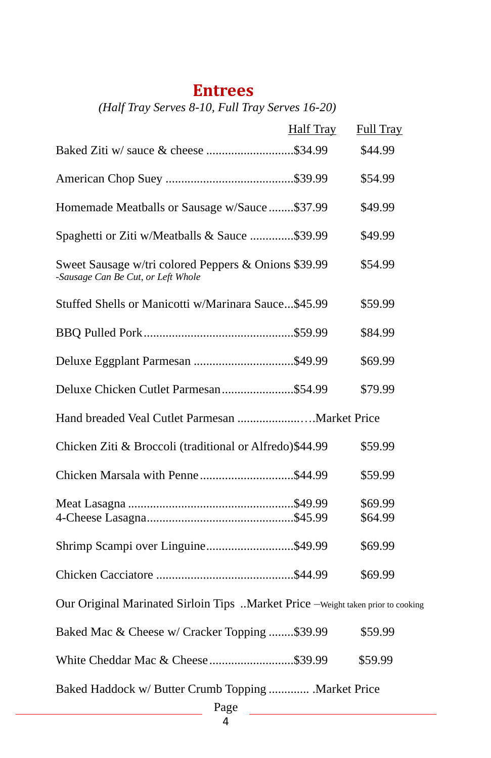# Entrees

*(Half Tray Serves 8-10, Full Tray Serves 16-20)*

| Item | Half Tray | Full Tray |
|---|---|---|
| Baked Ziti w/ sauce & cheese | $34.99 | $44.99 |
| American Chop Suey | $39.99 | $54.99 |
| Homemade Meatballs or Sausage w/Sauce | $37.99 | $49.99 |
| Spaghetti or Ziti w/Meatballs & Sauce | $39.99 | $49.99 |
| Sweet Sausage w/tri colored Peppers & Onions *-Sausage Can Be Cut, or Left Whole* | $39.99 | $54.99 |
| Stuffed Shells or Manicotti w/Marinara Sauce | $45.99 | $59.99 |
| BBQ Pulled Pork | $59.99 | $84.99 |
| Deluxe Eggplant Parmesan | $49.99 | $69.99 |
| Deluxe Chicken Cutlet Parmesan | $54.99 | $79.99 |
| Hand breaded Veal Cutlet Parmesan | Market Price | |
| Chicken Ziti & Broccoli (traditional or Alfredo) | $44.99 | $59.99 |
| Chicken Marsala with Penne | $44.99 | $59.99 |
| Meat Lasagna | $49.99 | $69.99 |
| 4-Cheese Lasagna | $45.99 | $64.99 |
| Shrimp Scampi over Linguine | $49.99 | $69.99 |
| Chicken Cacciatore | $44.99 | $69.99 |
| Our Original Marinated Sirloin Tips – Weight taken prior to cooking | Market Price | |
| Baked Mac & Cheese w/ Cracker Topping | $39.99 | $59.99 |
| White Cheddar Mac & Cheese | $39.99 | $59.99 |
| Baked Haddock w/ Butter Crumb Topping | Market Price | |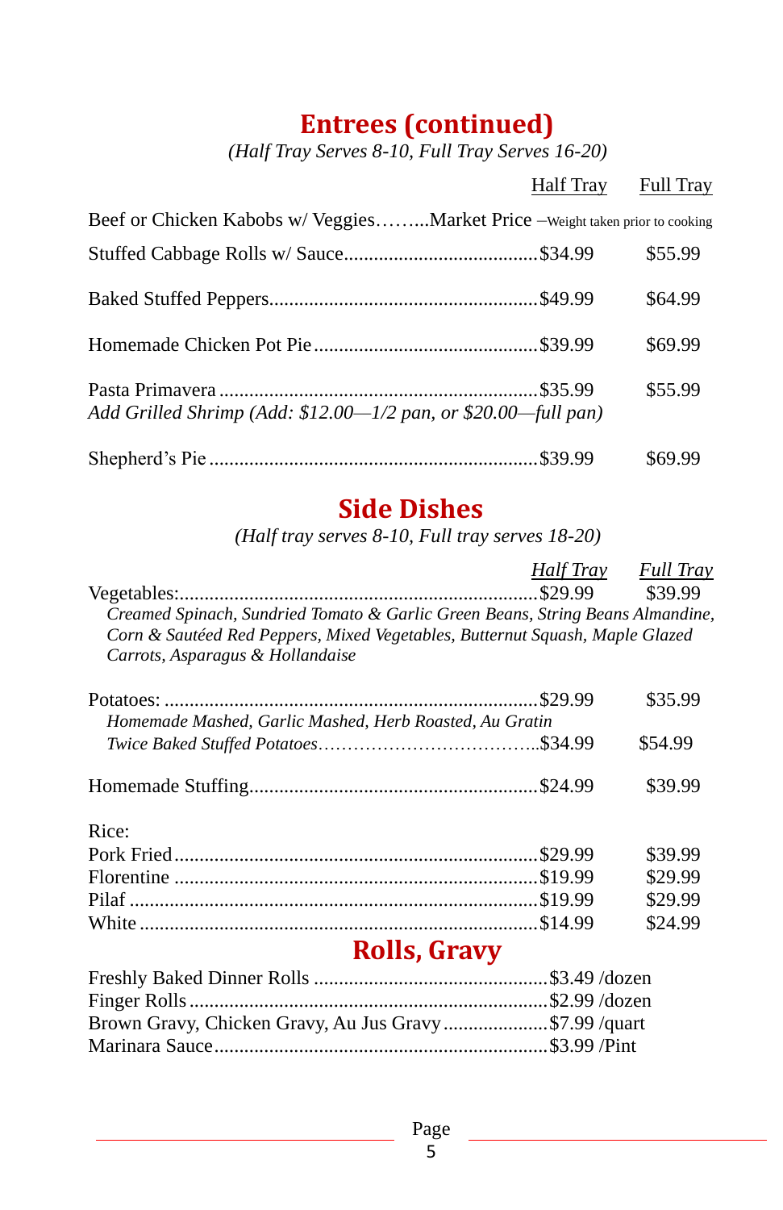# Entrees (continued)

*(Half Tray Serves 8-10, Full Tray Serves 16-20)*

| | Half Tray | Full Tray |
|---|---|---|
| Beef or Chicken Kabobs w/ Veggies……...Market Price –Weight taken prior to cooking | | |
| Stuffed Cabbage Rolls w/ Sauce | $34.99 | $55.99 |
| Baked Stuffed Peppers | $49.99 | $64.99 |
| Homemade Chicken Pot Pie | $39.99 | $69.99 |
| Pasta Primavera<br>*Add Grilled Shrimp (Add: $12.00—1/2 pan, or $20.00—full pan)* | $35.99 | $55.99 |
| Shepherd's Pie | $39.99 | $69.99 |

# Side Dishes

*(Half tray serves 8-10, Full tray serves 18-20)*

| | *Half Tray* | *Full Tray* |
|---|---|---|
| Vegetables:<br>*Creamed Spinach, Sundried Tomato & Garlic Green Beans, String Beans Almandine, Corn & Sautéed Red Peppers, Mixed Vegetables, Butternut Squash, Maple Glazed Carrots, Asparagus & Hollandaise* | $29.99 | $39.99 |
| Potatoes:<br>*Homemade Mashed, Garlic Mashed, Herb Roasted, Au Gratin* | $29.99 | $35.99 |
| *Twice Baked Stuffed Potatoes* | $34.99 | $54.99 |
| Homemade Stuffing | $24.99 | $39.99 |
| Rice: | | |
| Pork Fried | $29.99 | $39.99 |
| Florentine | $19.99 | $29.99 |
| Pilaf | $19.99 | $29.99 |
| White | $14.99 | $24.99 |

# Rolls, Gravy

| | |
|---|---|
| Freshly Baked Dinner Rolls | $3.49 /dozen |
| Finger Rolls | $2.99 /dozen |
| Brown Gravy, Chicken Gravy, Au Jus Gravy | $7.99 /quart |
| Marinara Sauce | $3.99 /Pint |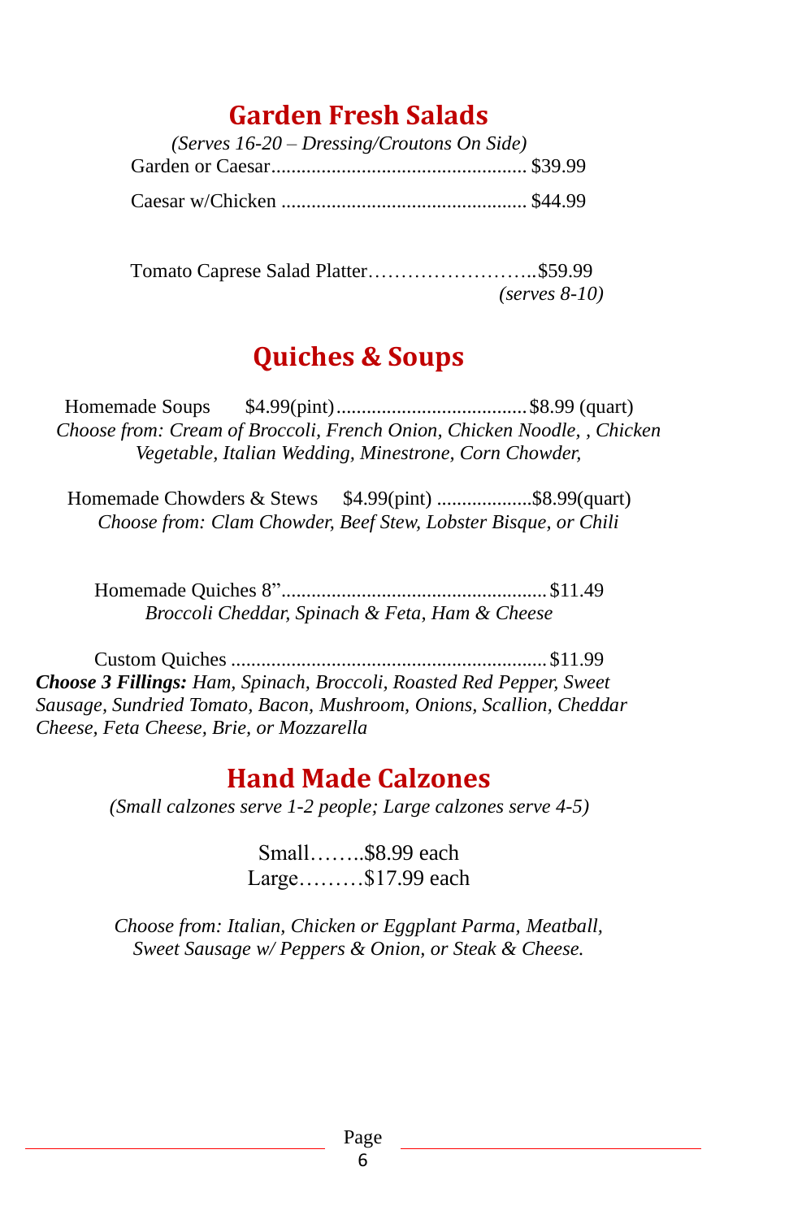## Garden Fresh Salads

*(Serves 16-20 – Dressing/Croutons On Side)*

Garden or Caesar.................................................. $39.99

Caesar w/Chicken ................................................ $44.99

Tomato Caprese Salad Platter……………………..$59.99
*(serves 8-10)*

## Quiches & Soups

Homemade Soups $4.99(pint)......................................$8.99 (quart)
*Choose from: Cream of Broccoli, French Onion, Chicken Noodle, , Chicken Vegetable, Italian Wedding, Minestrone, Corn Chowder,*

Homemade Chowders & Stews $4.99(pint) ...................$8.99(quart)
*Choose from: Clam Chowder, Beef Stew, Lobster Bisque, or Chili*

Homemade Quiches 8”....................................................$11.49
*Broccoli Cheddar, Spinach & Feta, Ham & Cheese*

Custom Quiches ..............................................................$11.99
***Choose 3 Fillings:** Ham, Spinach, Broccoli, Roasted Red Pepper, Sweet Sausage, Sundried Tomato, Bacon, Mushroom, Onions, Scallion, Cheddar Cheese, Feta Cheese, Brie, or Mozzarella*

## Hand Made Calzones

*(Small calzones serve 1-2 people; Large calzones serve 4-5)*

Small……..$8.99 each
Large………$17.99 each

*Choose from: Italian, Chicken or Eggplant Parma, Meatball, Sweet Sausage w/ Peppers & Onion, or Steak & Cheese.*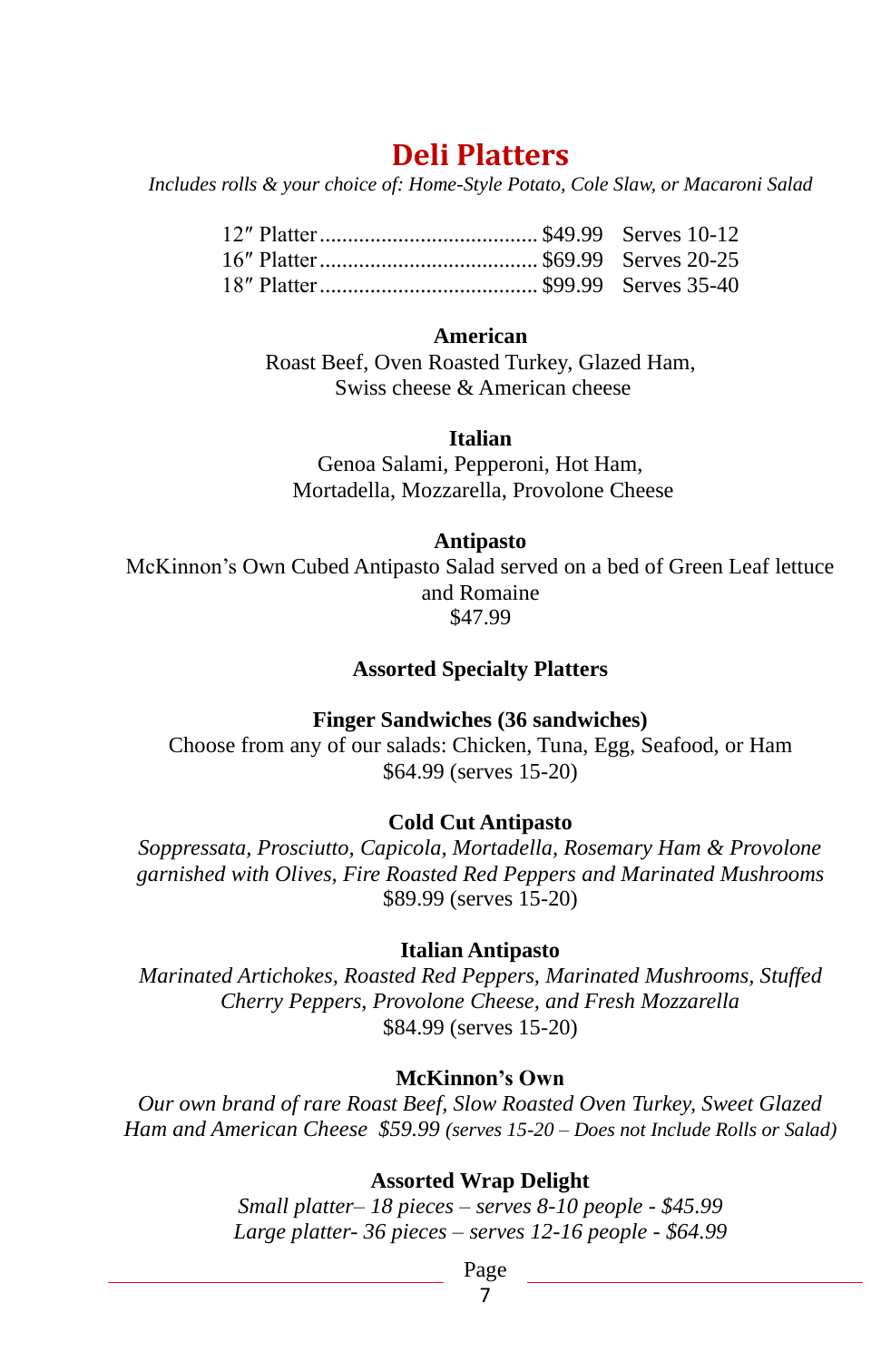# Deli Platters

*Includes rolls & your choice of: Home-Style Potato, Cole Slaw, or Macaroni Salad*

| Platter | Price | Serves |
| --- | --- | --- |
| 12″ Platter | $49.99 | Serves 10-12 |
| 16″ Platter | $69.99 | Serves 20-25 |
| 18″ Platter | $99.99 | Serves 35-40 |

**American**

Roast Beef, Oven Roasted Turkey, Glazed Ham,
Swiss cheese & American cheese

**Italian**

Genoa Salami, Pepperoni, Hot Ham,
Mortadella, Mozzarella, Provolone Cheese

**Antipasto**

McKinnon's Own Cubed Antipasto Salad served on a bed of Green Leaf lettuce and Romaine
$47.99

## Assorted Specialty Platters

**Finger Sandwiches (36 sandwiches)**

Choose from any of our salads: Chicken, Tuna, Egg, Seafood, or Ham
$64.99 (serves 15-20)

**Cold Cut Antipasto**

*Soppressata, Prosciutto, Capicola, Mortadella, Rosemary Ham & Provolone garnished with Olives, Fire Roasted Red Peppers and Marinated Mushrooms*
$89.99 (serves 15-20)

**Italian Antipasto**

*Marinated Artichokes, Roasted Red Peppers, Marinated Mushrooms, Stuffed Cherry Peppers, Provolone Cheese, and Fresh Mozzarella*
$84.99 (serves 15-20)

**McKinnon's Own**

*Our own brand of rare Roast Beef, Slow Roasted Oven Turkey, Sweet Glazed Ham and American Cheese $59.99 (serves 15-20 – Does not Include Rolls or Salad)*

**Assorted Wrap Delight**

*Small platter– 18 pieces – serves 8-10 people - $45.99*
*Large platter- 36 pieces – serves 12-16 people - $64.99*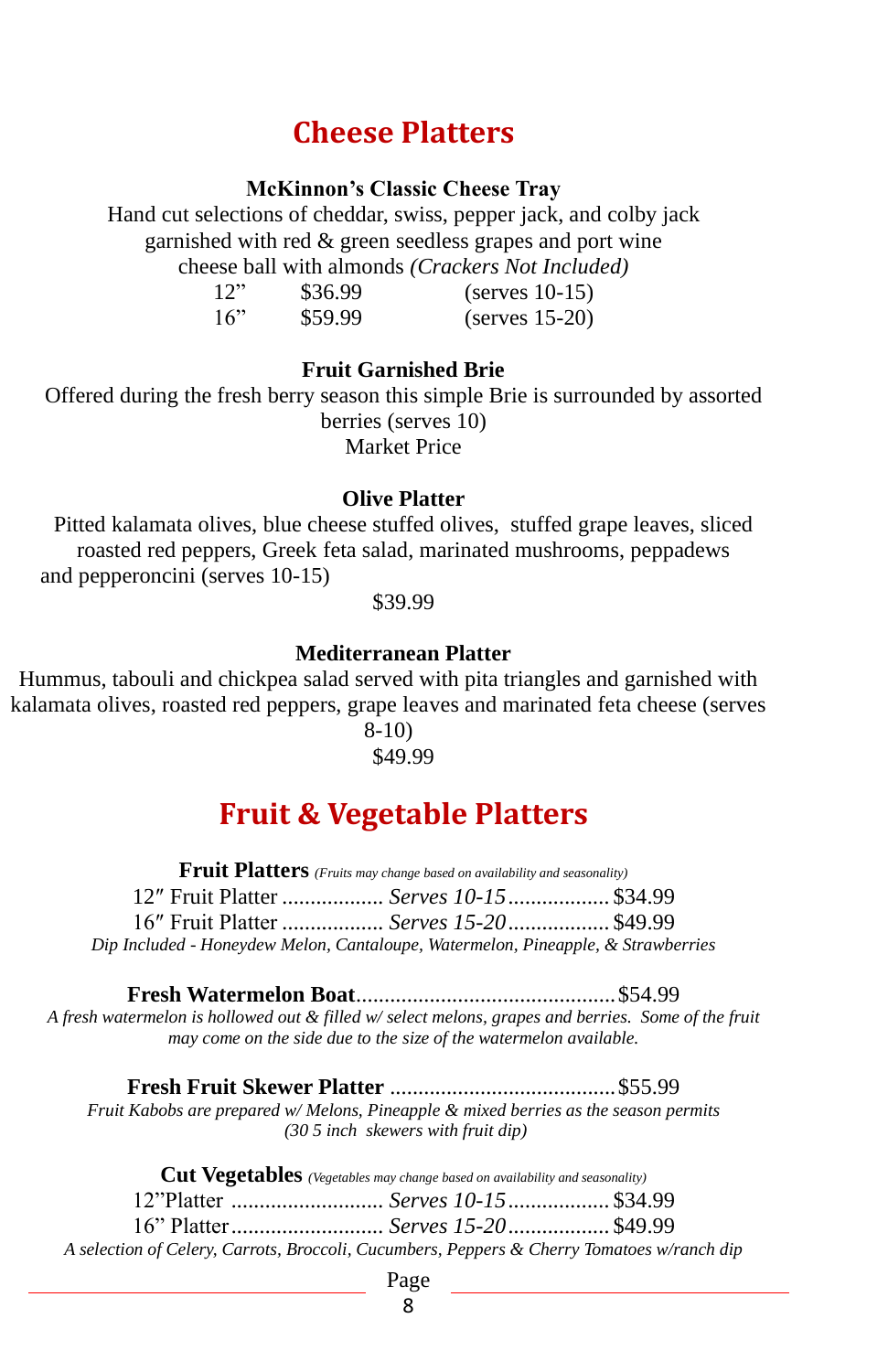# Cheese Platters

### McKinnon's Classic Cheese Tray

Hand cut selections of cheddar, swiss, pepper jack, and colby jack garnished with red & green seedless grapes and port wine cheese ball with almonds *(Crackers Not Included)*

| Size | Price | Serves |
|---|---|---|
| 12" | $36.99 | (serves 10-15) |
| 16" | $59.99 | (serves 15-20) |

### Fruit Garnished Brie

Offered during the fresh berry season this simple Brie is surrounded by assorted berries (serves 10)

Market Price

### Olive Platter

Pitted kalamata olives, blue cheese stuffed olives, stuffed grape leaves, sliced roasted red peppers, Greek feta salad, marinated mushrooms, peppadews and pepperoncini (serves 10-15)

$39.99

### Mediterranean Platter

Hummus, tabouli and chickpea salad served with pita triangles and garnished with kalamata olives, roasted red peppers, grape leaves and marinated feta cheese (serves 8-10)

$49.99

# Fruit & Vegetable Platters

**Fruit Platters** *(Fruits may change based on availability and seasonality)*

12″ Fruit Platter .................. *Serves 10-15* .................. $34.99

16″ Fruit Platter .................. *Serves 15-20* .................. $49.99

*Dip Included - Honeydew Melon, Cantaloupe, Watermelon, Pineapple, & Strawberries*

**Fresh Watermelon Boat**............................................. $54.99

*A fresh watermelon is hollowed out & filled w/ select melons, grapes and berries. Some of the fruit may come on the side due to the size of the watermelon available.*

**Fresh Fruit Skewer Platter** ........................................ $55.99

*Fruit Kabobs are prepared w/ Melons, Pineapple & mixed berries as the season permits (30 5 inch skewers with fruit dip)*

**Cut Vegetables** *(Vegetables may change based on availability and seasonality)*

12"Platter ........................... *Serves 10-15* .................. $34.99

16" Platter........................... *Serves 15-20* .................. $49.99

*A selection of Celery, Carrots, Broccoli, Cucumbers, Peppers & Cherry Tomatoes w/ranch dip*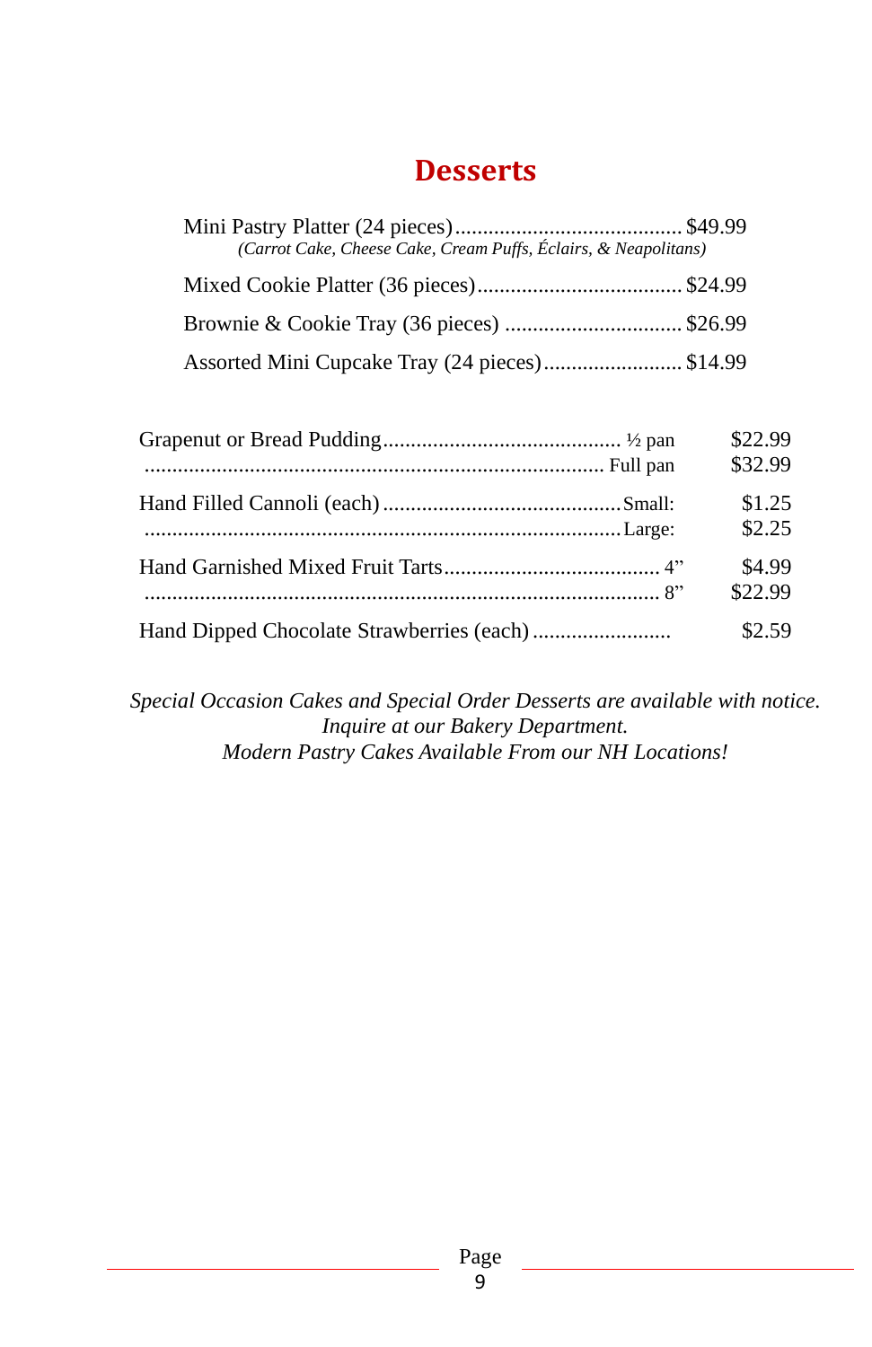# Desserts

Mini Pastry Platter (24 pieces)........................................ $49.99
*(Carrot Cake, Cheese Cake, Cream Puffs, Éclairs, & Neapolitans)*

Mixed Cookie Platter (36 pieces).................................... $24.99

Brownie & Cookie Tray (36 pieces) ................................ $26.99

Assorted Mini Cupcake Tray (24 pieces)......................... $14.99

| Item | Size | Price |
|---|---|---|
| Grapenut or Bread Pudding | ½ pan | $22.99 |
| | Full pan | $32.99 |
| Hand Filled Cannoli (each) | Small: | $1.25 |
| | Large: | $2.25 |
| Hand Garnished Mixed Fruit Tarts | 4” | $4.99 |
| | 8” | $22.99 |
| Hand Dipped Chocolate Strawberries (each) | | $2.59 |

*Special Occasion Cakes and Special Order Desserts are available with notice.*
*Inquire at our Bakery Department.*
*Modern Pastry Cakes Available From our NH Locations!*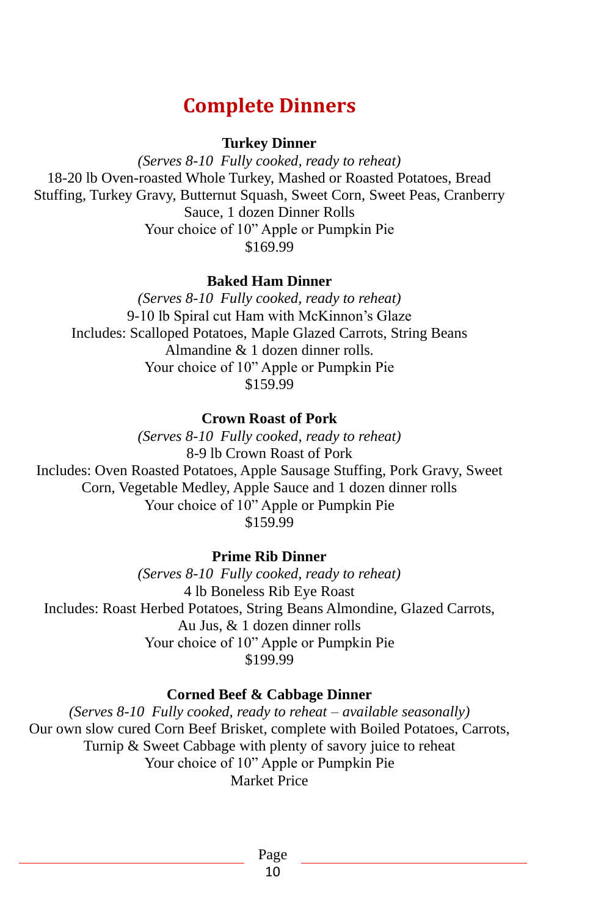# Complete Dinners

**Turkey Dinner**

*(Serves 8-10  Fully cooked, ready to reheat)*

18-20 lb Oven-roasted Whole Turkey, Mashed or Roasted Potatoes, Bread Stuffing, Turkey Gravy, Butternut Squash, Sweet Corn, Sweet Peas, Cranberry Sauce, 1 dozen Dinner Rolls

Your choice of 10" Apple or Pumpkin Pie

$169.99

**Baked Ham Dinner**

*(Serves 8-10  Fully cooked, ready to reheat)*

9-10 lb Spiral cut Ham with McKinnon's Glaze

Includes: Scalloped Potatoes, Maple Glazed Carrots, String Beans Almandine & 1 dozen dinner rolls.

Your choice of 10" Apple or Pumpkin Pie

$159.99

**Crown Roast of Pork**

*(Serves 8-10  Fully cooked, ready to reheat)*

8-9 lb Crown Roast of Pork

Includes: Oven Roasted Potatoes, Apple Sausage Stuffing, Pork Gravy, Sweet Corn, Vegetable Medley, Apple Sauce and 1 dozen dinner rolls

Your choice of 10" Apple or Pumpkin Pie

$159.99

**Prime Rib Dinner**

*(Serves 8-10  Fully cooked, ready to reheat)*

4 lb Boneless Rib Eye Roast

Includes: Roast Herbed Potatoes, String Beans Almondine, Glazed Carrots, Au Jus, & 1 dozen dinner rolls

Your choice of 10" Apple or Pumpkin Pie

$199.99

**Corned Beef & Cabbage Dinner**

*(Serves 8-10  Fully cooked, ready to reheat – available seasonally)*

Our own slow cured Corn Beef Brisket, complete with Boiled Potatoes, Carrots, Turnip & Sweet Cabbage with plenty of savory juice to reheat

Your choice of 10" Apple or Pumpkin Pie

Market Price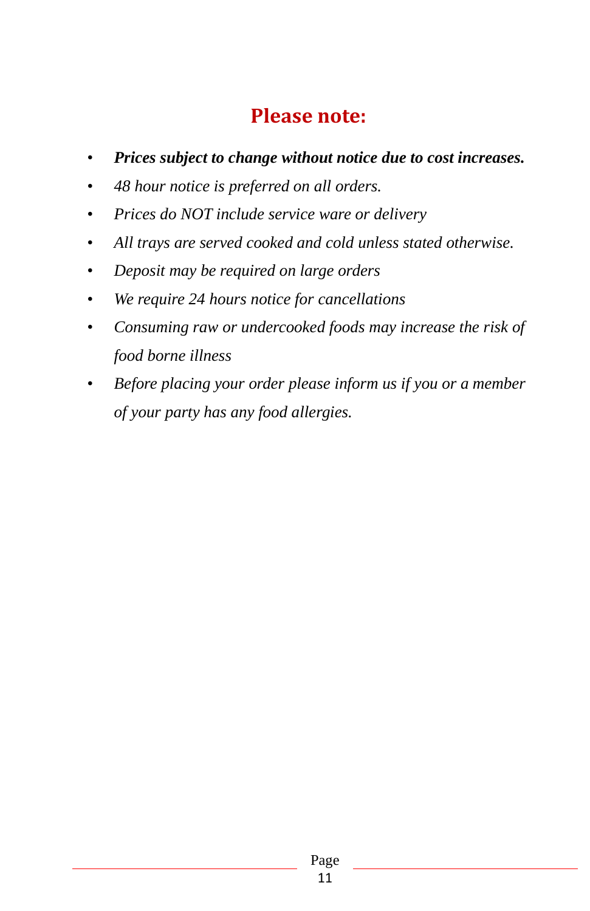## Please note:

- ***Prices subject to change without notice due to cost increases.***
- *48 hour notice is preferred on all orders.*
- *Prices do NOT include service ware or delivery*
- *All trays are served cooked and cold unless stated otherwise.*
- *Deposit may be required on large orders*
- *We require 24 hours notice for cancellations*
- *Consuming raw or undercooked foods may increase the risk of food borne illness*
- *Before placing your order please inform us if you or a member of your party has any food allergies.*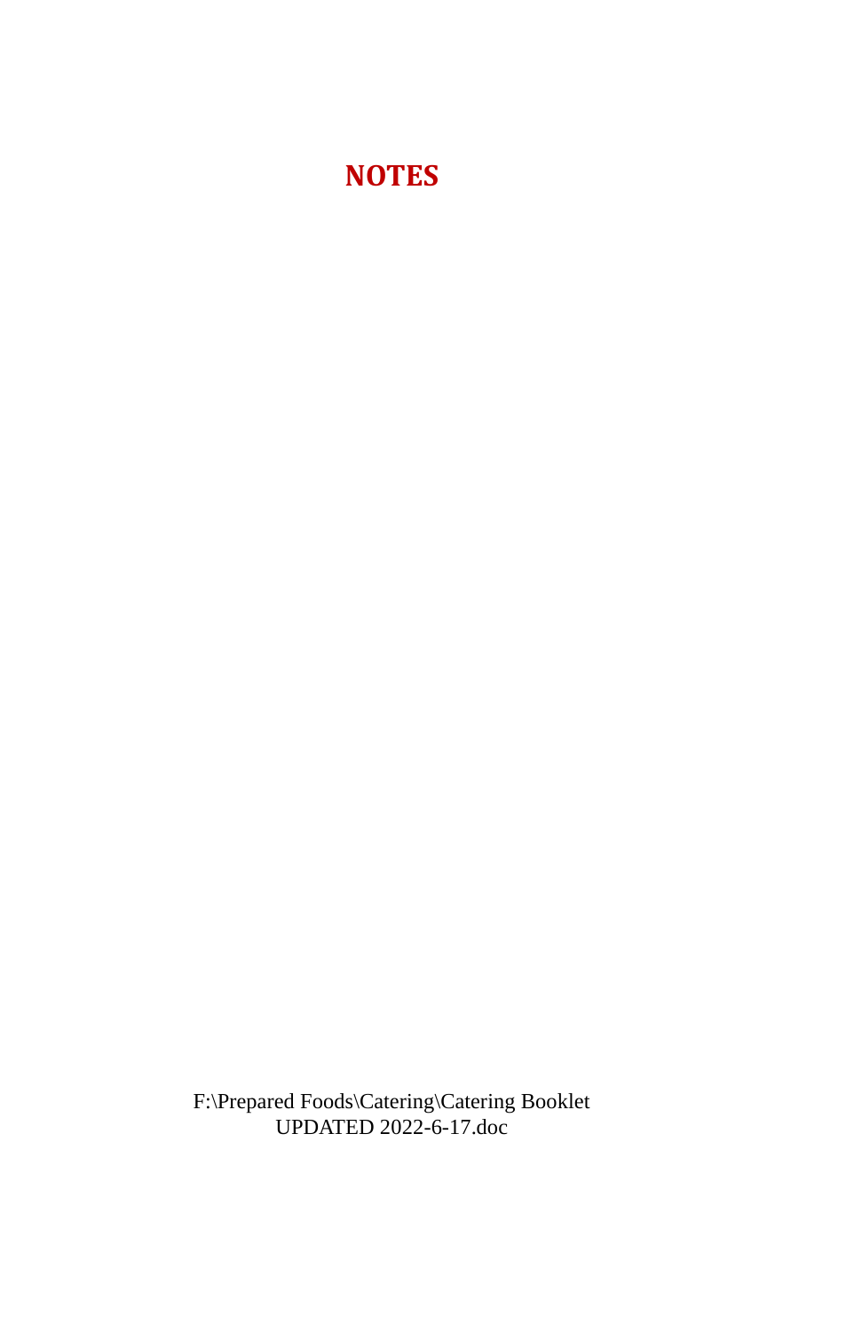# NOTES

F:\Prepared Foods\Catering\Catering Booklet UPDATED 2022-6-17.doc